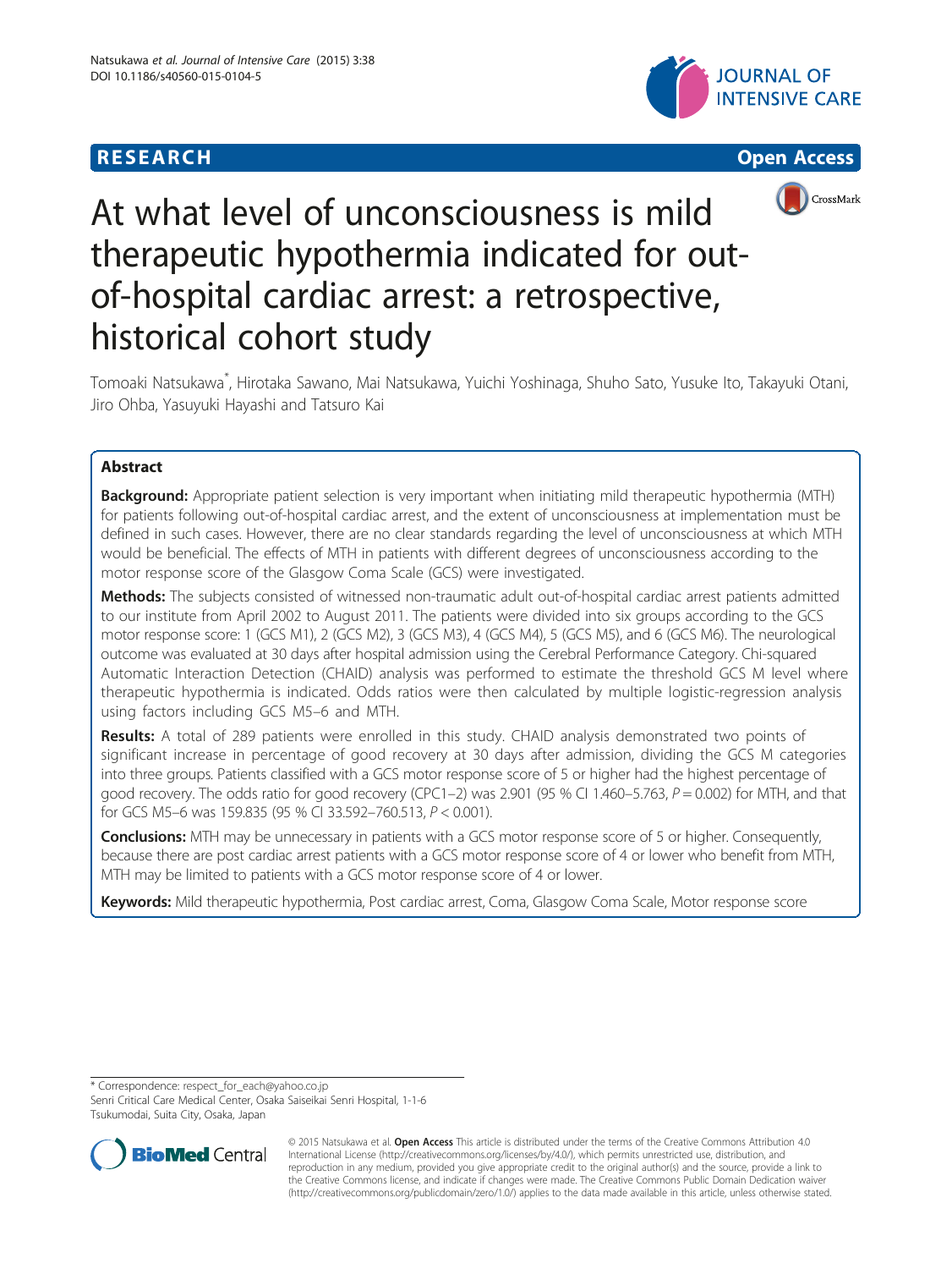RESEARCH Open Access

# At what level of unconsciousness is mild therapeutic hypothermia indicated for out-of-hospital cardiac arrest: a retrospective, historical cohort study

Tomoaki Natsukawa*, Hirotaka Sawano, Mai Natsukawa, Yuichi Yoshinaga, Shuho Sato, Yusuke Ito, Takayuki Otani, Jiro Ohba, Yasuyuki Hayashi and Tatsuro Kai

## Abstract

**Background:** Appropriate patient selection is very important when initiating mild therapeutic hypothermia (MTH) for patients following out-of-hospital cardiac arrest, and the extent of unconsciousness at implementation must be defined in such cases. However, there are no clear standards regarding the level of unconsciousness at which MTH would be beneficial. The effects of MTH in patients with different degrees of unconsciousness according to the motor response score of the Glasgow Coma Scale (GCS) were investigated.

**Methods:** The subjects consisted of witnessed non-traumatic adult out-of-hospital cardiac arrest patients admitted to our institute from April 2002 to August 2011. The patients were divided into six groups according to the GCS motor response score: 1 (GCS M1), 2 (GCS M2), 3 (GCS M3), 4 (GCS M4), 5 (GCS M5), and 6 (GCS M6). The neurological outcome was evaluated at 30 days after hospital admission using the Cerebral Performance Category. Chi-squared Automatic Interaction Detection (CHAID) analysis was performed to estimate the threshold GCS M level where therapeutic hypothermia is indicated. Odds ratios were then calculated by multiple logistic-regression analysis using factors including GCS M5–6 and MTH.

**Results:** A total of 289 patients were enrolled in this study. CHAID analysis demonstrated two points of significant increase in percentage of good recovery at 30 days after admission, dividing the GCS M categories into three groups. Patients classified with a GCS motor response score of 5 or higher had the highest percentage of good recovery. The odds ratio for good recovery (CPC1–2) was 2.901 (95 % CI 1.460–5.763, $P = 0.002$) for MTH, and that for GCS M5–6 was 159.835 (95 % CI 33.592–760.513, $P < 0.001$).

**Conclusions:** MTH may be unnecessary in patients with a GCS motor response score of 5 or higher. Consequently, because there are post cardiac arrest patients with a GCS motor response score of 4 or lower who benefit from MTH, MTH may be limited to patients with a GCS motor response score of 4 or lower.

**Keywords:** Mild therapeutic hypothermia, Post cardiac arrest, Coma, Glasgow Coma Scale, Motor response score

\* Correspondence: respect_for_each@yahoo.co.jp
Senri Critical Care Medical Center, Osaka Saiseikai Senri Hospital, 1-1-6 Tsukumodai, Suita City, Osaka, Japan

© 2015 Natsukawa et al. **Open Access** This article is distributed under the terms of the Creative Commons Attribution 4.0 International License (http://creativecommons.org/licenses/by/4.0/), which permits unrestricted use, distribution, and reproduction in any medium, provided you give appropriate credit to the original author(s) and the source, provide a link to the Creative Commons license, and indicate if changes were made. The Creative Commons Public Domain Dedication waiver (http://creativecommons.org/publicdomain/zero/1.0/) applies to the data made available in this article, unless otherwise stated.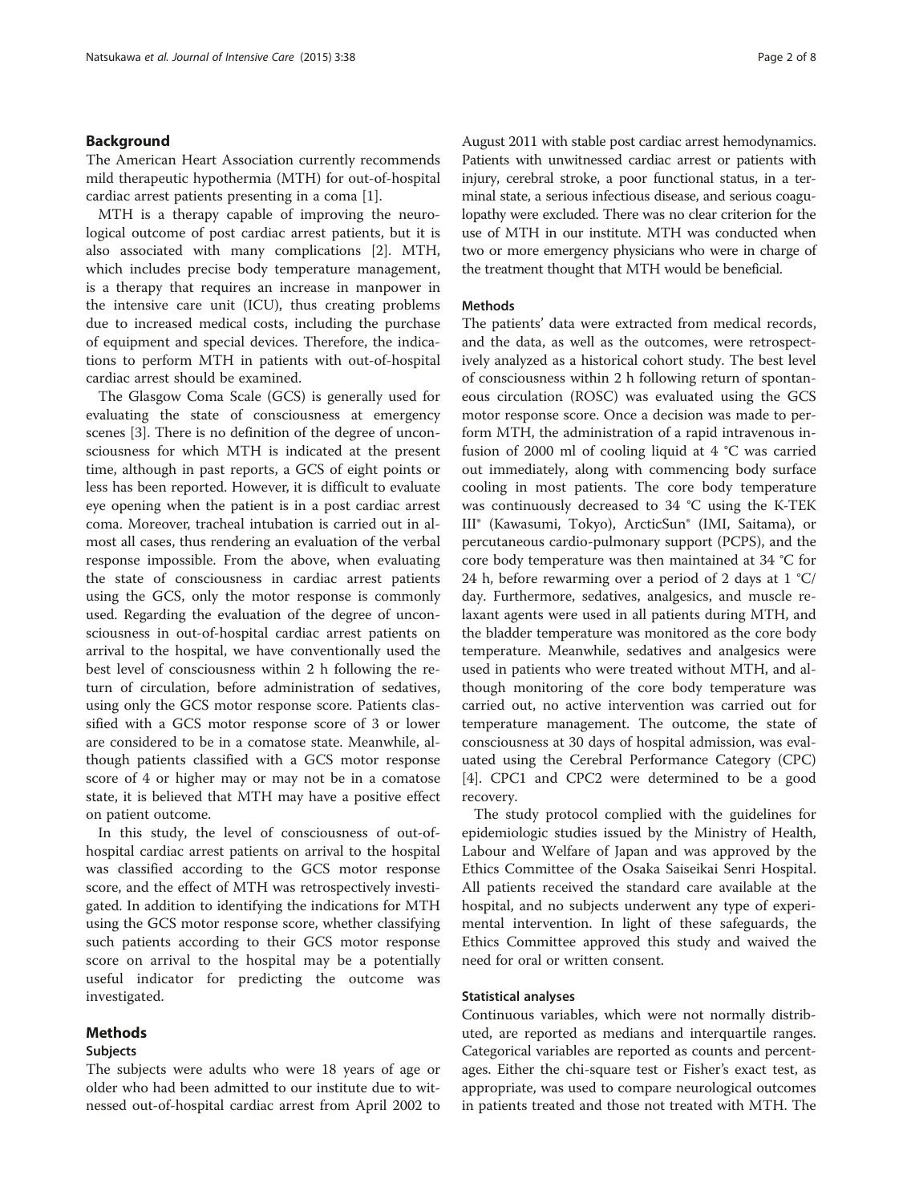## Background

The American Heart Association currently recommends mild therapeutic hypothermia (MTH) for out-of-hospital cardiac arrest patients presenting in a coma [1].

MTH is a therapy capable of improving the neurological outcome of post cardiac arrest patients, but it is also associated with many complications [2]. MTH, which includes precise body temperature management, is a therapy that requires an increase in manpower in the intensive care unit (ICU), thus creating problems due to increased medical costs, including the purchase of equipment and special devices. Therefore, the indications to perform MTH in patients with out-of-hospital cardiac arrest should be examined.

The Glasgow Coma Scale (GCS) is generally used for evaluating the state of consciousness at emergency scenes [3]. There is no definition of the degree of unconsciousness for which MTH is indicated at the present time, although in past reports, a GCS of eight points or less has been reported. However, it is difficult to evaluate eye opening when the patient is in a post cardiac arrest coma. Moreover, tracheal intubation is carried out in almost all cases, thus rendering an evaluation of the verbal response impossible. From the above, when evaluating the state of consciousness in cardiac arrest patients using the GCS, only the motor response is commonly used. Regarding the evaluation of the degree of unconsciousness in out-of-hospital cardiac arrest patients on arrival to the hospital, we have conventionally used the best level of consciousness within 2 h following the return of circulation, before administration of sedatives, using only the GCS motor response score. Patients classified with a GCS motor response score of 3 or lower are considered to be in a comatose state. Meanwhile, although patients classified with a GCS motor response score of 4 or higher may or may not be in a comatose state, it is believed that MTH may have a positive effect on patient outcome.

In this study, the level of consciousness of out-of-hospital cardiac arrest patients on arrival to the hospital was classified according to the GCS motor response score, and the effect of MTH was retrospectively investigated. In addition to identifying the indications for MTH using the GCS motor response score, whether classifying such patients according to their GCS motor response score on arrival to the hospital may be a potentially useful indicator for predicting the outcome was investigated.

## Methods

### Subjects

The subjects were adults who were 18 years of age or older who had been admitted to our institute due to witnessed out-of-hospital cardiac arrest from April 2002 to August 2011 with stable post cardiac arrest hemodynamics. Patients with unwitnessed cardiac arrest or patients with injury, cerebral stroke, a poor functional status, in a terminal state, a serious infectious disease, and serious coagulopathy were excluded. There was no clear criterion for the use of MTH in our institute. MTH was conducted when two or more emergency physicians who were in charge of the treatment thought that MTH would be beneficial.

### Methods

The patients' data were extracted from medical records, and the data, as well as the outcomes, were retrospectively analyzed as a historical cohort study. The best level of consciousness within 2 h following return of spontaneous circulation (ROSC) was evaluated using the GCS motor response score. Once a decision was made to perform MTH, the administration of a rapid intravenous infusion of 2000 ml of cooling liquid at 4 °C was carried out immediately, along with commencing body surface cooling in most patients. The core body temperature was continuously decreased to 34 °C using the K-TEK III® (Kawasumi, Tokyo), ArcticSun® (IMI, Saitama), or percutaneous cardio-pulmonary support (PCPS), and the core body temperature was then maintained at 34 °C for 24 h, before rewarming over a period of 2 days at 1 °C/day. Furthermore, sedatives, analgesics, and muscle relaxant agents were used in all patients during MTH, and the bladder temperature was monitored as the core body temperature. Meanwhile, sedatives and analgesics were used in patients who were treated without MTH, and although monitoring of the core body temperature was carried out, no active intervention was carried out for temperature management. The outcome, the state of consciousness at 30 days of hospital admission, was evaluated using the Cerebral Performance Category (CPC) [4]. CPC1 and CPC2 were determined to be a good recovery.

The study protocol complied with the guidelines for epidemiologic studies issued by the Ministry of Health, Labour and Welfare of Japan and was approved by the Ethics Committee of the Osaka Saiseikai Senri Hospital. All patients received the standard care available at the hospital, and no subjects underwent any type of experimental intervention. In light of these safeguards, the Ethics Committee approved this study and waived the need for oral or written consent.

### Statistical analyses

Continuous variables, which were not normally distributed, are reported as medians and interquartile ranges. Categorical variables are reported as counts and percentages. Either the chi-square test or Fisher's exact test, as appropriate, was used to compare neurological outcomes in patients treated and those not treated with MTH. The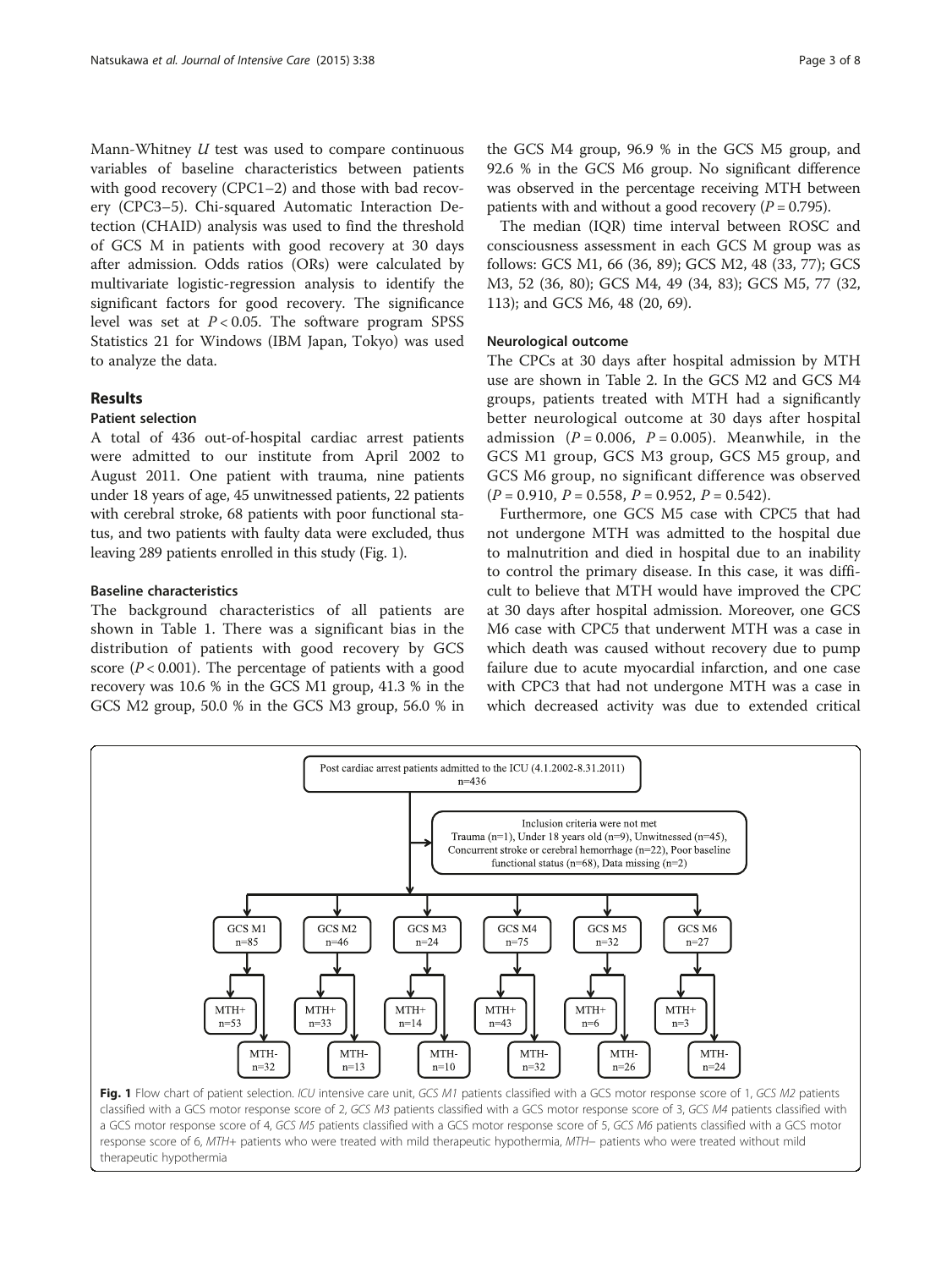Mann-Whitney *U* test was used to compare continuous variables of baseline characteristics between patients with good recovery (CPC1–2) and those with bad recovery (CPC3–5). Chi-squared Automatic Interaction Detection (CHAID) analysis was used to find the threshold of GCS M in patients with good recovery at 30 days after admission. Odds ratios (ORs) were calculated by multivariate logistic-regression analysis to identify the significant factors for good recovery. The significance level was set at $P < 0.05$. The software program SPSS Statistics 21 for Windows (IBM Japan, Tokyo) was used to analyze the data.

## Results

### Patient selection

A total of 436 out-of-hospital cardiac arrest patients were admitted to our institute from April 2002 to August 2011. One patient with trauma, nine patients under 18 years of age, 45 unwitnessed patients, 22 patients with cerebral stroke, 68 patients with poor functional status, and two patients with faulty data were excluded, thus leaving 289 patients enrolled in this study (Fig. 1).

### Baseline characteristics

The background characteristics of all patients are shown in Table 1. There was a significant bias in the distribution of patients with good recovery by GCS score ($P < 0.001$). The percentage of patients with a good recovery was 10.6 % in the GCS M1 group, 41.3 % in the GCS M2 group, 50.0 % in the GCS M3 group, 56.0 % in the GCS M4 group, 96.9 % in the GCS M5 group, and 92.6 % in the GCS M6 group. No significant difference was observed in the percentage receiving MTH between patients with and without a good recovery ($P = 0.795$).

The median (IQR) time interval between ROSC and consciousness assessment in each GCS M group was as follows: GCS M1, 66 (36, 89); GCS M2, 48 (33, 77); GCS M3, 52 (36, 80); GCS M4, 49 (34, 83); GCS M5, 77 (32, 113); and GCS M6, 48 (20, 69).

### Neurological outcome

The CPCs at 30 days after hospital admission by MTH use are shown in Table 2. In the GCS M2 and GCS M4 groups, patients treated with MTH had a significantly better neurological outcome at 30 days after hospital admission ($P = 0.006$, $P = 0.005$). Meanwhile, in the GCS M1 group, GCS M3 group, GCS M5 group, and GCS M6 group, no significant difference was observed ($P = 0.910$, $P = 0.558$, $P = 0.952$, $P = 0.542$).

Furthermore, one GCS M5 case with CPC5 that had not undergone MTH was admitted to the hospital due to malnutrition and died in hospital due to an inability to control the primary disease. In this case, it was difficult to believe that MTH would have improved the CPC at 30 days after hospital admission. Moreover, one GCS M6 case with CPC5 that underwent MTH was a case in which death was caused without recovery due to pump failure due to acute myocardial infarction, and one case with CPC3 that had not undergone MTH was a case in which decreased activity was due to extended critical

Post cardiac arrest patients admitted to the ICU (4.1.2002-8.31.2011) n=436

Inclusion criteria were not met: Trauma (n=1), Under 18 years old (n=9), Unwitnessed (n=45), Concurrent stroke or cerebral hemorrhage (n=22), Poor baseline functional status (n=68), Data missing (n=2)

| | GCS M1 | GCS M2 | GCS M3 | GCS M4 | GCS M5 | GCS M6 |
|---|---|---|---|---|---|---|
| Total | n=85 | n=46 | n=24 | n=75 | n=32 | n=27 |
| MTH+ | n=53 | n=33 | n=14 | n=43 | n=6 | n=3 |
| MTH- | n=32 | n=13 | n=10 | n=32 | n=26 | n=24 |

**Fig. 1** Flow chart of patient selection. *ICU* intensive care unit, *GCS M1* patients classified with a GCS motor response score of 1, *GCS M2* patients classified with a GCS motor response score of 2, *GCS M3* patients classified with a GCS motor response score of 3, *GCS M4* patients classified with a GCS motor response score of 4, *GCS M5* patients classified with a GCS motor response score of 5, *GCS M6* patients classified with a GCS motor response score of 6, *MTH+* patients who were treated with mild therapeutic hypothermia, *MTH−* patients who were treated without mild therapeutic hypothermia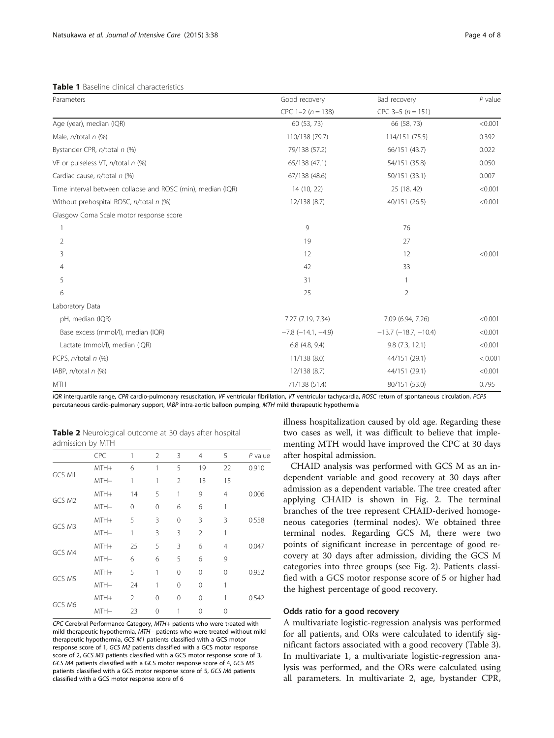**Table 1** Baseline clinical characteristics

| Parameters | Good recovery | Bad recovery | *P* value |
|---|---|---|---|
| | CPC 1–2 (*n* = 138) | CPC 3–5 (*n* = 151) | |
| Age (year), median (IQR) | 60 (53, 73) | 66 (58, 73) | <0.001 |
| Male, *n*/total *n* (%) | 110/138 (79.7) | 114/151 (75.5) | 0.392 |
| Bystander CPR, *n*/total *n* (%) | 79/138 (57.2) | 66/151 (43.7) | 0.022 |
| VF or pulseless VT, *n*/total *n* (%) | 65/138 (47.1) | 54/151 (35.8) | 0.050 |
| Cardiac cause, *n*/total *n* (%) | 67/138 (48.6) | 50/151 (33.1) | 0.007 |
| Time interval between collapse and ROSC (min), median (IQR) | 14 (10, 22) | 25 (18, 42) | <0.001 |
| Without prehospital ROSC, *n*/total *n* (%) | 12/138 (8.7) | 40/151 (26.5) | <0.001 |
| Glasgow Coma Scale motor response score | | | |
| 1 | 9 | 76 | |
| 2 | 19 | 27 | |
| 3 | 12 | 12 | <0.001 |
| 4 | 42 | 33 | |
| 5 | 31 | 1 | |
| 6 | 25 | 2 | |
| Laboratory Data | | | |
| pH, median (IQR) | 7.27 (7.19, 7.34) | 7.09 (6.94, 7.26) | <0.001 |
| Base excess (mmol/l), median (IQR) | −7.8 (−14.1, −4.9) | −13.7 (−18.7, −10.4) | <0.001 |
| Lactate (mmol/l), median (IQR) | 6.8 (4.8, 9.4) | 9.8 (7.3, 12.1) | <0.001 |
| PCPS, *n*/total *n* (%) | 11/138 (8.0) | 44/151 (29.1) | < 0.001 |
| IABP, *n*/total *n* (%) | 12/138 (8.7) | 44/151 (29.1) | <0.001 |
| MTH | 71/138 (51.4) | 80/151 (53.0) | 0.795 |

*IQR* interquartile range, *CPR* cardio-pulmonary resuscitation, *VF* ventricular fibrillation, *VT* ventricular tachycardia, *ROSC* return of spontaneous circulation, *PCPS* percutaneous cardio-pulmonary support, *IABP* intra-aortic balloon pumping, *MTH* mild therapeutic hypothermia

**Table 2** Neurological outcome at 30 days after hospital admission by MTH

| | CPC | 1 | 2 | 3 | 4 | 5 | *P* value |
|---|---|---|---|---|---|---|---|
| GCS M1 | MTH+ | 6 | 1 | 5 | 19 | 22 | 0.910 |
| | MTH− | 1 | 1 | 2 | 13 | 15 | |
| GCS M2 | MTH+ | 14 | 5 | 1 | 9 | 4 | 0.006 |
| | MTH− | 0 | 0 | 6 | 6 | 1 | |
| GCS M3 | MTH+ | 5 | 3 | 0 | 3 | 3 | 0.558 |
| | MTH− | 1 | 3 | 3 | 2 | 1 | |
| GCS M4 | MTH+ | 25 | 5 | 3 | 6 | 4 | 0.047 |
| | MTH− | 6 | 6 | 5 | 6 | 9 | |
| GCS M5 | MTH+ | 5 | 1 | 0 | 0 | 0 | 0.952 |
| | MTH− | 24 | 1 | 0 | 0 | 1 | |
| GCS M6 | MTH+ | 2 | 0 | 0 | 0 | 1 | 0.542 |
| | MTH− | 23 | 0 | 1 | 0 | 0 | |

*CPC* Cerebral Performance Category, *MTH+* patients who were treated with mild therapeutic hypothermia, *MTH−* patients who were treated without mild therapeutic hypothermia, *GCS M1* patients classified with a GCS motor response score of 1, *GCS M2* patients classified with a GCS motor response score of 2, *GCS M3* patients classified with a GCS motor response score of 3, *GCS M4* patients classified with a GCS motor response score of 4, *GCS M5* patients classified with a GCS motor response score of 5, *GCS M6* patients classified with a GCS motor response score of 6

illness hospitalization caused by old age. Regarding these two cases as well, it was difficult to believe that implementing MTH would have improved the CPC at 30 days after hospital admission.

CHAID analysis was performed with GCS M as an independent variable and good recovery at 30 days after admission as a dependent variable. The tree created after applying CHAID is shown in Fig. 2. The terminal branches of the tree represent CHAID-derived homogeneous categories (terminal nodes). We obtained three terminal nodes. Regarding GCS M, there were two points of significant increase in percentage of good recovery at 30 days after admission, dividing the GCS M categories into three groups (see Fig. 2). Patients classified with a GCS motor response score of 5 or higher had the highest percentage of good recovery.

### Odds ratio for a good recovery

A multivariate logistic-regression analysis was performed for all patients, and ORs were calculated to identify significant factors associated with a good recovery (Table 3). In multivariate 1, a multivariate logistic-regression analysis was performed, and the ORs were calculated using all parameters. In multivariate 2, age, bystander CPR,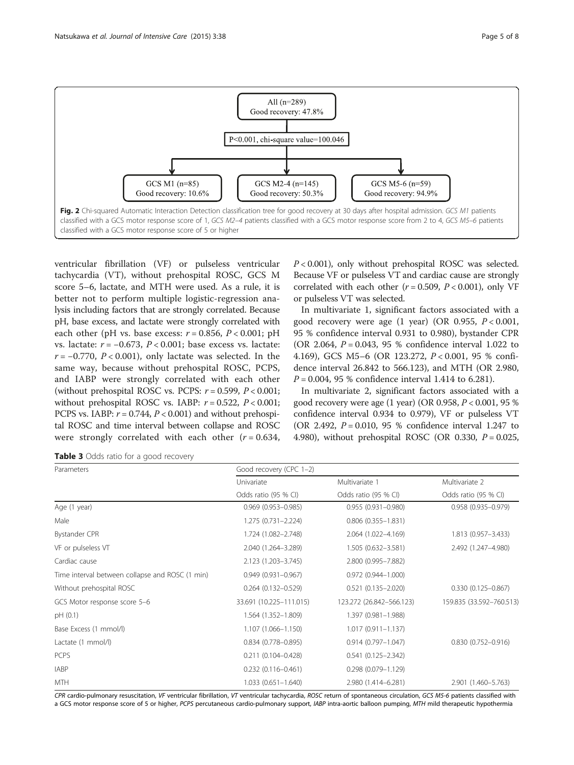All (n=289)
Good recovery: 47.8%

P<0.001, chi-square value=100.046

GCS M1 (n=85)
Good recovery: 10.6%

GCS M2-4 (n=145)
Good recovery: 50.3%

GCS M5-6 (n=59)
Good recovery: 94.9%

**Fig. 2** Chi-squared Automatic Interaction Detection classification tree for good recovery at 30 days after hospital admission. *GCS M1* patients classified with a GCS motor response score of 1, *GCS M2–4* patients classified with a GCS motor response score from 2 to 4, *GCS M5–6* patients classified with a GCS motor response score of 5 or higher

ventricular fibrillation (VF) or pulseless ventricular tachycardia (VT), without prehospital ROSC, GCS M score 5–6, lactate, and MTH were used. As a rule, it is better not to perform multiple logistic-regression analysis including factors that are strongly correlated. Because pH, base excess, and lactate were strongly correlated with each other (pH vs. base excess: $r = 0.856$, $P < 0.001$; pH vs. lactate: $r = -0.673$, $P < 0.001$; base excess vs. lactate: $r = -0.770$, $P < 0.001$), only lactate was selected. In the same way, because without prehospital ROSC, PCPS, and IABP were strongly correlated with each other (without prehospital ROSC vs. PCPS: $r = 0.599$, $P < 0.001$; without prehospital ROSC vs. IABP: $r = 0.522$, $P < 0.001$; PCPS vs. IABP: $r = 0.744$, $P < 0.001$) and without prehospital ROSC and time interval between collapse and ROSC were strongly correlated with each other ($r = 0.634$, $P < 0.001$), only without prehospital ROSC was selected. Because VF or pulseless VT and cardiac cause are strongly correlated with each other ($r = 0.509$, $P < 0.001$), only VF or pulseless VT was selected.

In multivariate 1, significant factors associated with a good recovery were age (1 year) (OR 0.955, $P < 0.001$, 95 % confidence interval 0.931 to 0.980), bystander CPR (OR 2.064, $P = 0.043$, 95 % confidence interval 1.022 to 4.169), GCS M5–6 (OR 123.272, $P < 0.001$, 95 % confidence interval 26.842 to 566.123), and MTH (OR 2.980, $P = 0.004$, 95 % confidence interval 1.414 to 6.281).

In multivariate 2, significant factors associated with a good recovery were age (1 year) (OR 0.958, $P < 0.001$, 95 % confidence interval 0.934 to 0.979), VF or pulseless VT (OR 2.492, $P = 0.010$, 95 % confidence interval 1.247 to 4.980), without prehospital ROSC (OR 0.330, $P = 0.025$,

**Table 3** Odds ratio for a good recovery

| Parameters | Good recovery (CPC 1–2) | | |
|---|---|---|---|
| | Univariate | Multivariate 1 | Multivariate 2 |
| | Odds ratio (95 % CI) | Odds ratio (95 % CI) | Odds ratio (95 % CI) |
| Age (1 year) | 0.969 (0.953–0.985) | 0.955 (0.931–0.980) | 0.958 (0.935–0.979) |
| Male | 1.275 (0.731–2.224) | 0.806 (0.355–1.831) | |
| Bystander CPR | 1.724 (1.082–2.748) | 2.064 (1.022–4.169) | 1.813 (0.957–3.433) |
| VF or pulseless VT | 2.040 (1.264–3.289) | 1.505 (0.632–3.581) | 2.492 (1.247–4.980) |
| Cardiac cause | 2.123 (1.203–3.745) | 2.800 (0.995–7.882) | |
| Time interval between collapse and ROSC (1 min) | 0.949 (0.931–0.967) | 0.972 (0.944–1.000) | |
| Without prehospital ROSC | 0.264 (0.132–0.529) | 0.521 (0.135–2.020) | 0.330 (0.125–0.867) |
| GCS Motor response score 5–6 | 33.691 (10.225–111.015) | 123.272 (26.842–566.123) | 159.835 (33.592–760.513) |
| pH (0.1) | 1.564 (1.352–1.809) | 1.397 (0.981–1.988) | |
| Base Excess (1 mmol/l) | 1.107 (1.066–1.150) | 1.017 (0.911–1.137) | |
| Lactate (1 mmol/l) | 0.834 (0.778–0.895) | 0.914 (0.797–1.047) | 0.830 (0.752–0.916) |
| PCPS | 0.211 (0.104–0.428) | 0.541 (0.125–2.342) | |
| IABP | 0.232 (0.116–0.461) | 0.298 (0.079–1.129) | |
| MTH | 1.033 (0.651–1.640) | 2.980 (1.414–6.281) | 2.901 (1.460–5.763) |

*CPR* cardio-pulmonary resuscitation, *VF* ventricular fibrillation, *VT* ventricular tachycardia, *ROSC* return of spontaneous circulation, *GCS M5-6* patients classified with a GCS motor response score of 5 or higher, *PCPS* percutaneous cardio-pulmonary support, *IABP* intra-aortic balloon pumping, *MTH* mild therapeutic hypothermia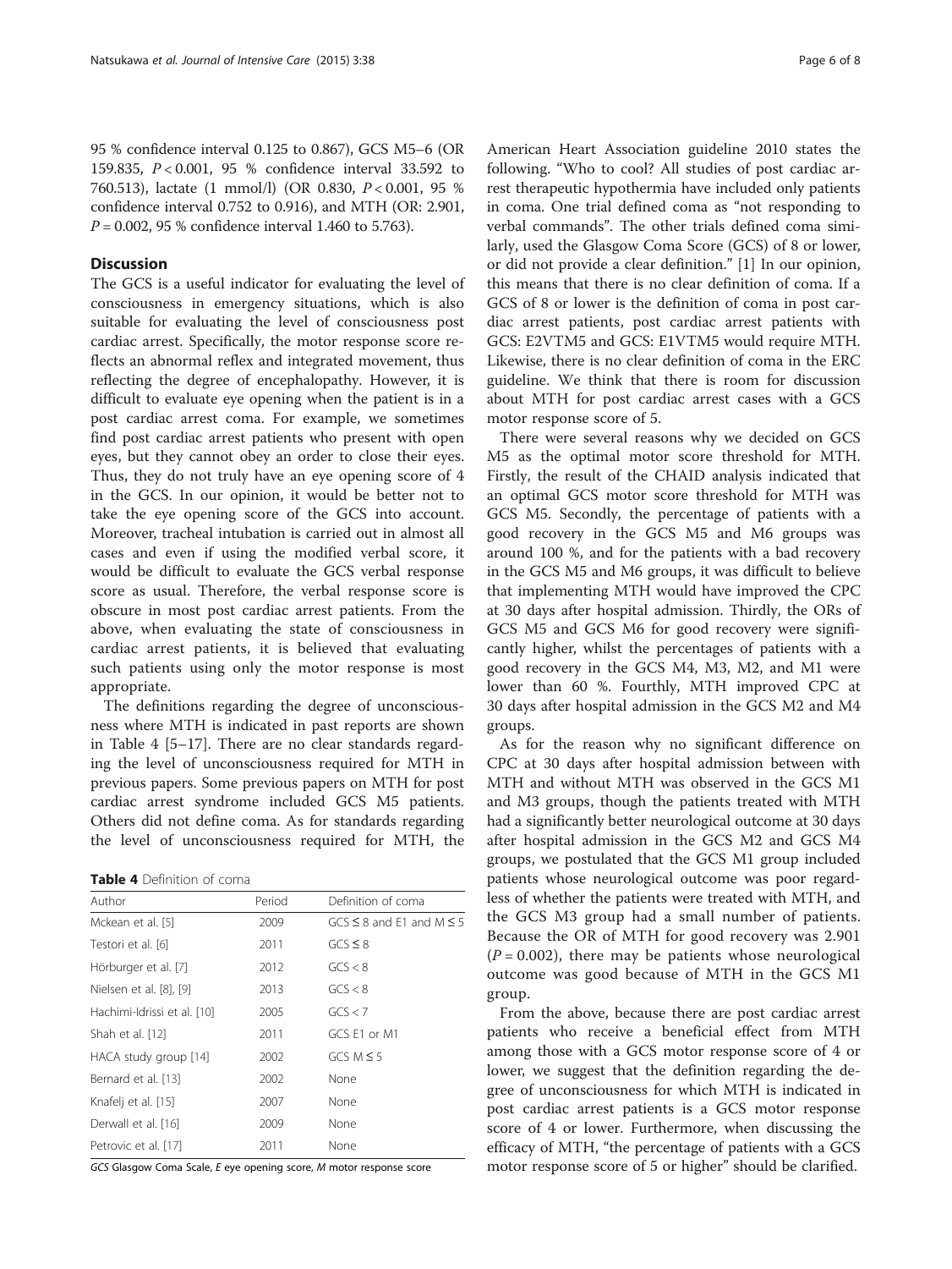95 % confidence interval 0.125 to 0.867), GCS M5–6 (OR 159.835, $P < 0.001$, 95 % confidence interval 33.592 to 760.513), lactate (1 mmol/l) (OR 0.830, $P < 0.001$, 95 % confidence interval 0.752 to 0.916), and MTH (OR: 2.901, $P = 0.002$, 95 % confidence interval 1.460 to 5.763).

## Discussion

The GCS is a useful indicator for evaluating the level of consciousness in emergency situations, which is also suitable for evaluating the level of consciousness post cardiac arrest. Specifically, the motor response score reflects an abnormal reflex and integrated movement, thus reflecting the degree of encephalopathy. However, it is difficult to evaluate eye opening when the patient is in a post cardiac arrest coma. For example, we sometimes find post cardiac arrest patients who present with open eyes, but they cannot obey an order to close their eyes. Thus, they do not truly have an eye opening score of 4 in the GCS. In our opinion, it would be better not to take the eye opening score of the GCS into account. Moreover, tracheal intubation is carried out in almost all cases and even if using the modified verbal score, it would be difficult to evaluate the GCS verbal response score as usual. Therefore, the verbal response score is obscure in most post cardiac arrest patients. From the above, when evaluating the state of consciousness in cardiac arrest patients, it is believed that evaluating such patients using only the motor response is most appropriate.

The definitions regarding the degree of unconsciousness where MTH is indicated in past reports are shown in Table 4 [5–17]. There are no clear standards regarding the level of unconsciousness required for MTH in previous papers. Some previous papers on MTH for post cardiac arrest syndrome included GCS M5 patients. Others did not define coma. As for standards regarding the level of unconsciousness required for MTH, the American Heart Association guideline 2010 states the following. "Who to cool? All studies of post cardiac arrest therapeutic hypothermia have included only patients in coma. One trial defined coma as "not responding to verbal commands". The other trials defined coma similarly, used the Glasgow Coma Score (GCS) of 8 or lower, or did not provide a clear definition." [1] In our opinion, this means that there is no clear definition of coma. If a GCS of 8 or lower is the definition of coma in post cardiac arrest patients, post cardiac arrest patients with GCS: E2VTM5 and GCS: E1VTM5 would require MTH. Likewise, there is no clear definition of coma in the ERC guideline. We think that there is room for discussion about MTH for post cardiac arrest cases with a GCS motor response score of 5.

**Table 4** Definition of coma

| Author | Period | Definition of coma |
| --- | --- | --- |
| Mckean et al. [5] | 2009 | GCS ≤ 8 and E1 and M ≤ 5 |
| Testori et al. [6] | 2011 | GCS ≤ 8 |
| Hörburger et al. [7] | 2012 | GCS < 8 |
| Nielsen et al. [8], [9] | 2013 | GCS < 8 |
| Hachimi-Idrissi et al. [10] | 2005 | GCS < 7 |
| Shah et al. [12] | 2011 | GCS E1 or M1 |
| HACA study group [14] | 2002 | GCS M ≤ 5 |
| Bernard et al. [13] | 2002 | None |
| Knafelj et al. [15] | 2007 | None |
| Derwall et al. [16] | 2009 | None |
| Petrovic et al. [17] | 2011 | None |

*GCS* Glasgow Coma Scale, *E* eye opening score, *M* motor response score

There were several reasons why we decided on GCS M5 as the optimal motor score threshold for MTH. Firstly, the result of the CHAID analysis indicated that an optimal GCS motor score threshold for MTH was GCS M5. Secondly, the percentage of patients with a good recovery in the GCS M5 and M6 groups was around 100 %, and for the patients with a bad recovery in the GCS M5 and M6 groups, it was difficult to believe that implementing MTH would have improved the CPC at 30 days after hospital admission. Thirdly, the ORs of GCS M5 and GCS M6 for good recovery were significantly higher, whilst the percentages of patients with a good recovery in the GCS M4, M3, M2, and M1 were lower than 60 %. Fourthly, MTH improved CPC at 30 days after hospital admission in the GCS M2 and M4 groups.

As for the reason why no significant difference on CPC at 30 days after hospital admission between with MTH and without MTH was observed in the GCS M1 and M3 groups, though the patients treated with MTH had a significantly better neurological outcome at 30 days after hospital admission in the GCS M2 and GCS M4 groups, we postulated that the GCS M1 group included patients whose neurological outcome was poor regardless of whether the patients were treated with MTH, and the GCS M3 group had a small number of patients. Because the OR of MTH for good recovery was 2.901 ($P = 0.002$), there may be patients whose neurological outcome was good because of MTH in the GCS M1 group.

From the above, because there are post cardiac arrest patients who receive a beneficial effect from MTH among those with a GCS motor response score of 4 or lower, we suggest that the definition regarding the degree of unconsciousness for which MTH is indicated in post cardiac arrest patients is a GCS motor response score of 4 or lower. Furthermore, when discussing the efficacy of MTH, "the percentage of patients with a GCS motor response score of 5 or higher" should be clarified.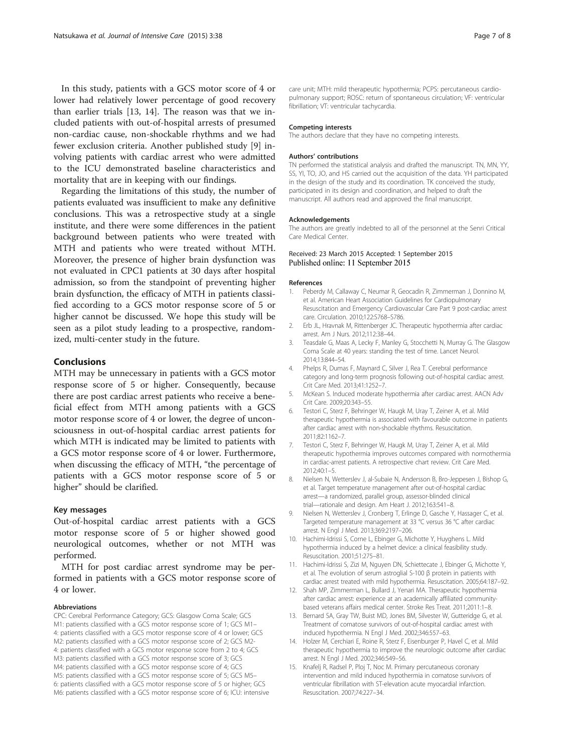In this study, patients with a GCS motor score of 4 or lower had relatively lower percentage of good recovery than earlier trials [13, 14]. The reason was that we included patients with out-of-hospital arrests of presumed non-cardiac cause, non-shockable rhythms and we had fewer exclusion criteria. Another published study [9] involving patients with cardiac arrest who were admitted to the ICU demonstrated baseline characteristics and mortality that are in keeping with our findings.

Regarding the limitations of this study, the number of patients evaluated was insufficient to make any definitive conclusions. This was a retrospective study at a single institute, and there were some differences in the patient background between patients who were treated with MTH and patients who were treated without MTH. Moreover, the presence of higher brain dysfunction was not evaluated in CPC1 patients at 30 days after hospital admission, so from the standpoint of preventing higher brain dysfunction, the efficacy of MTH in patients classified according to a GCS motor response score of 5 or higher cannot be discussed. We hope this study will be seen as a pilot study leading to a prospective, randomized, multi-center study in the future.

## Conclusions

MTH may be unnecessary in patients with a GCS motor response score of 5 or higher. Consequently, because there are post cardiac arrest patients who receive a beneficial effect from MTH among patients with a GCS motor response score of 4 or lower, the degree of unconsciousness in out-of-hospital cardiac arrest patients for which MTH is indicated may be limited to patients with a GCS motor response score of 4 or lower. Furthermore, when discussing the efficacy of MTH, "the percentage of patients with a GCS motor response score of 5 or higher" should be clarified.

### Key messages

Out-of-hospital cardiac arrest patients with a GCS motor response score of 5 or higher showed good neurological outcomes, whether or not MTH was performed.

MTH for post cardiac arrest syndrome may be performed in patients with a GCS motor response score of 4 or lower.

#### Abbreviations

CPC: Cerebral Performance Category; GCS: Glasgow Coma Scale; GCS M1: patients classified with a GCS motor response score of 1; GCS M1–4: patients classified with a GCS motor response score of 4 or lower; GCS M2: patients classified with a GCS motor response score of 2; GCS M2-4: patients classified with a GCS motor response score from 2 to 4; GCS M3: patients classified with a GCS motor response score of 3; GCS M4: patients classified with a GCS motor response score of 4; GCS M5: patients classified with a GCS motor response score of 5; GCS M5–6: patients classified with a GCS motor response score of 5 or higher; GCS M6: patients classified with a GCS motor response score of 6; ICU: intensive care unit; MTH: mild therapeutic hypothermia; PCPS: percutaneous cardiopulmonary support; ROSC: return of spontaneous circulation; VF: ventricular fibrillation; VT: ventricular tachycardia.

#### Competing interests

The authors declare that they have no competing interests.

#### Authors' contributions

TN performed the statistical analysis and drafted the manuscript. TN, MN, YY, SS, YI, TO, JO, and HS carried out the acquisition of the data. YH participated in the design of the study and its coordination. TK conceived the study, participated in its design and coordination, and helped to draft the manuscript. All authors read and approved the final manuscript.

#### Acknowledgements

The authors are greatly indebted to all of the personnel at the Senri Critical Care Medical Center.

Received: 23 March 2015 Accepted: 1 September 2015
Published online: 11 September 2015

#### References

1. Peberdy M, Callaway C, Neumar R, Geocadin R, Zimmerman J, Donnino M, et al. American Heart Association Guidelines for Cardiopulmonary Resuscitation and Emergency Cardiovascular Care Part 9 post-cardiac arrest care. Circulation. 2010;122:S768–S786.
2. Erb JL, Hravnak M, Rittenberger JC. Therapeutic hypothermia after cardiac arrest. Am J Nurs. 2012;112:38–44.
3. Teasdale G, Maas A, Lecky F, Manley G, Stocchetti N, Murray G. The Glasgow Coma Scale at 40 years: standing the test of time. Lancet Neurol. 2014;13:844–54.
4. Phelps R, Dumas F, Maynard C, Silver J, Rea T. Cerebral performance category and long-term prognosis following out-of-hospital cardiac arrest. Crit Care Med. 2013;41:1252–7.
5. McKean S. Induced moderate hypothermia after cardiac arrest. AACN Adv Crit Care. 2009;20:343–55.
6. Testori C, Sterz F, Behringer W, Haugk M, Uray T, Zeiner A, et al. Mild therapeutic hypothermia is associated with favourable outcome in patients after cardiac arrest with non-shockable rhythms. Resuscitation. 2011;82:1162–7.
7. Testori C, Sterz F, Behringer W, Haugk M, Uray T, Zeiner A, et al. Mild therapeutic hypothermia improves outcomes compared with normothermia in cardiac-arrest patients. A retrospective chart review. Crit Care Med. 2012;40:1–5.
8. Nielsen N, Wetterslev J, al-Subaie N, Andersson B, Bro-Jeppesen J, Bishop G, et al. Target temperature management after out-of-hospital cardiac arrest—a randomized, parallel group, assessor-blinded clinical trial—rationale and design. Am Heart J. 2012;163:541–8.
9. Nielsen N, Wetterslev J, Cronberg T, Erlinge D, Gasche Y, Hassager C, et al. Targeted temperature management at 33 °C versus 36 °C after cardiac arrest. N Engl J Med. 2013;369:2197–206.
10. Hachimi-Idrissi S, Corne L, Ebinger G, Michotte Y, Huyghens L. Mild hypothermia induced by a helmet device: a clinical feasibility study. Resuscitation. 2001;51:275–81.
11. Hachimi-Idrissi S, Zizi M, Nguyen DN, Schiettecate J, Ebinger G, Michotte Y, et al. The evolution of serum astroglial S-100 β protein in patients with cardiac arrest treated with mild hypothermia. Resuscitation. 2005;64:187–92.
12. Shah MP, Zimmerman L, Bullard J, Yenari MA. Therapeutic hypothermia after cardiac arrest: experience at an academically affiliated community-based veterans affairs medical center. Stroke Res Treat. 2011;2011:1–8.
13. Bernard SA, Gray TW, Buist MD, Jones BM, Silvester W, Gutteridge G, et al. Treatment of comatose survivors of out-of-hospital cardiac arrest with induced hypothermia. N Engl J Med. 2002;346:557–63.
14. Holzer M, Cerchiari E, Roine R, Sterz F, Eisenburger P, Havel C, et al. Mild therapeutic hypothermia to improve the neurologic outcome after cardiac arrest. N Engl J Med. 2002;346:549–56.
15. Knafelj R, Radsel P, Ploj T, Noc M. Primary percutaneous coronary intervention and mild induced hypothermia in comatose survivors of ventricular fibrillation with ST-elevation acute myocardial infarction. Resuscitation. 2007;74:227–34.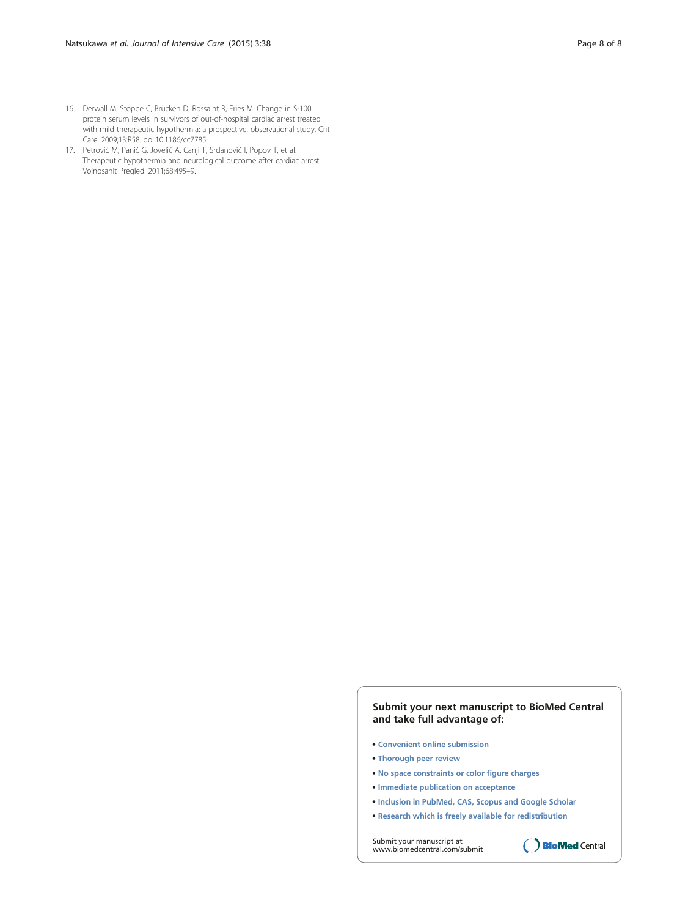16. Derwall M, Stoppe C, Brücken D, Rossaint R, Fries M. Change in S-100 protein serum levels in survivors of out-of-hospital cardiac arrest treated with mild therapeutic hypothermia: a prospective, observational study. Crit Care. 2009;13:R58. doi:10.1186/cc7785.
17. Petrović M, Panić G, Jovelić A, Canji T, Srdanović I, Popov T, et al. Therapeutic hypothermia and neurological outcome after cardiac arrest. Vojnosanit Pregled. 2011;68:495–9.

**Submit your next manuscript to BioMed Central and take full advantage of:**

- **Convenient online submission**
- **Thorough peer review**
- **No space constraints or color figure charges**
- **Immediate publication on acceptance**
- **Inclusion in PubMed, CAS, Scopus and Google Scholar**
- **Research which is freely available for redistribution**

Submit your manuscript at
www.biomedcentral.com/submit

BioMed Central